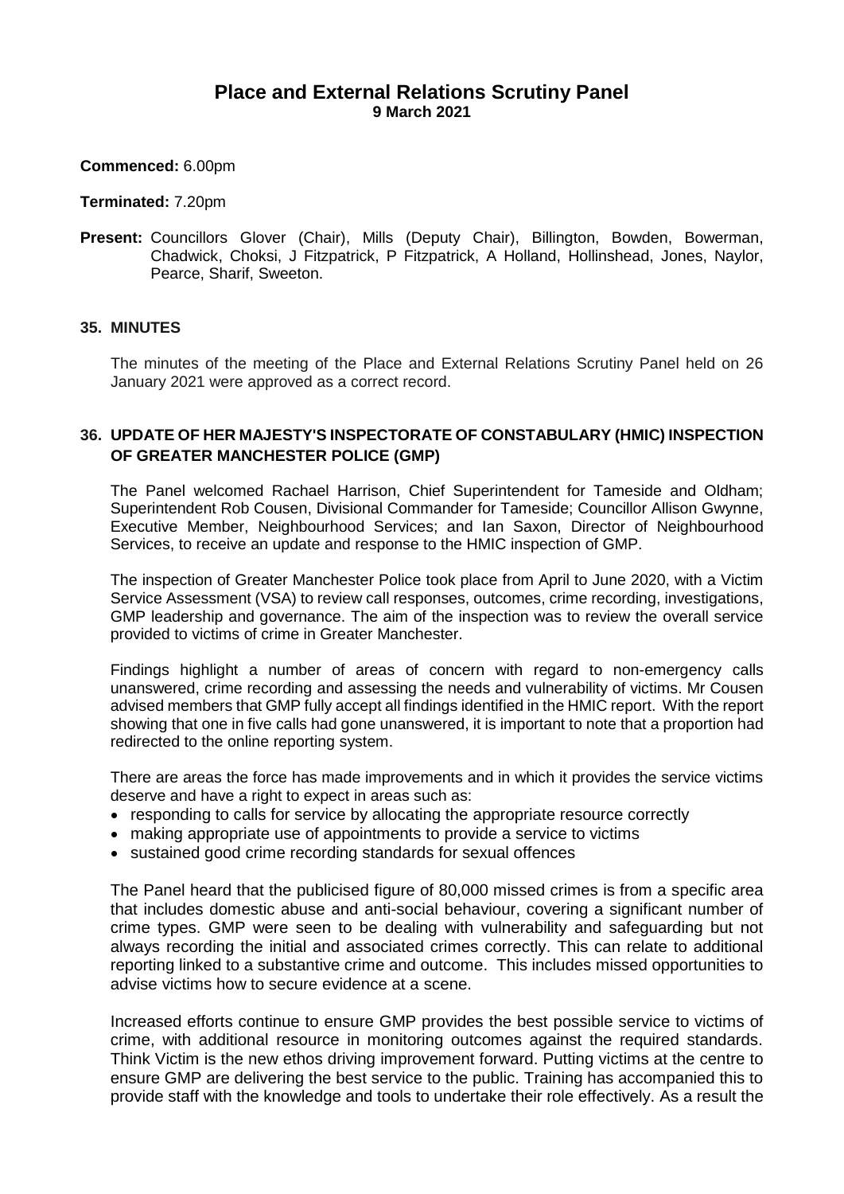# Place and External Relations Scrutiny Panel
**9 March 2021**

**Commenced:** 6.00pm

**Terminated:** 7.20pm

**Present:** Councillors Glover (Chair), Mills (Deputy Chair), Billington, Bowden, Bowerman, Chadwick, Choksi, J Fitzpatrick, P Fitzpatrick, A Holland, Hollinshead, Jones, Naylor, Pearce, Sharif, Sweeton.

## 35. MINUTES

The minutes of the meeting of the Place and External Relations Scrutiny Panel held on 26 January 2021 were approved as a correct record.

## 36. UPDATE OF HER MAJESTY'S INSPECTORATE OF CONSTABULARY (HMIC) INSPECTION OF GREATER MANCHESTER POLICE (GMP)

The Panel welcomed Rachael Harrison, Chief Superintendent for Tameside and Oldham; Superintendent Rob Cousen, Divisional Commander for Tameside; Councillor Allison Gwynne, Executive Member, Neighbourhood Services; and Ian Saxon, Director of Neighbourhood Services, to receive an update and response to the HMIC inspection of GMP.

The inspection of Greater Manchester Police took place from April to June 2020, with a Victim Service Assessment (VSA) to review call responses, outcomes, crime recording, investigations, GMP leadership and governance. The aim of the inspection was to review the overall service provided to victims of crime in Greater Manchester.

Findings highlight a number of areas of concern with regard to non-emergency calls unanswered, crime recording and assessing the needs and vulnerability of victims. Mr Cousen advised members that GMP fully accept all findings identified in the HMIC report. With the report showing that one in five calls had gone unanswered, it is important to note that a proportion had redirected to the online reporting system.

There are areas the force has made improvements and in which it provides the service victims deserve and have a right to expect in areas such as:

- responding to calls for service by allocating the appropriate resource correctly
- making appropriate use of appointments to provide a service to victims
- sustained good crime recording standards for sexual offences

The Panel heard that the publicised figure of 80,000 missed crimes is from a specific area that includes domestic abuse and anti-social behaviour, covering a significant number of crime types. GMP were seen to be dealing with vulnerability and safeguarding but not always recording the initial and associated crimes correctly. This can relate to additional reporting linked to a substantive crime and outcome. This includes missed opportunities to advise victims how to secure evidence at a scene.

Increased efforts continue to ensure GMP provides the best possible service to victims of crime, with additional resource in monitoring outcomes against the required standards. Think Victim is the new ethos driving improvement forward. Putting victims at the centre to ensure GMP are delivering the best service to the public. Training has accompanied this to provide staff with the knowledge and tools to undertake their role effectively. As a result the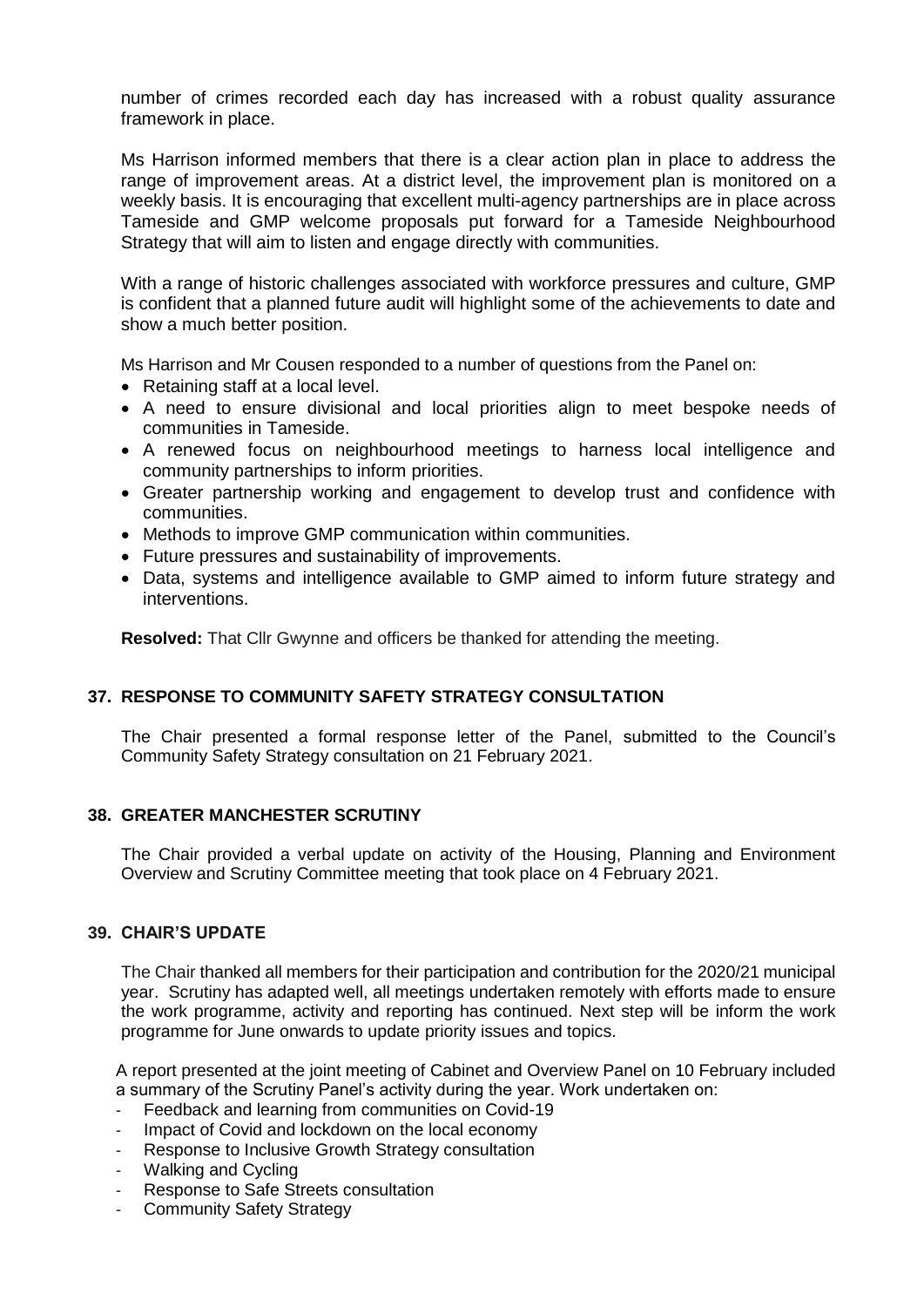number of crimes recorded each day has increased with a robust quality assurance framework in place.

Ms Harrison informed members that there is a clear action plan in place to address the range of improvement areas. At a district level, the improvement plan is monitored on a weekly basis. It is encouraging that excellent multi-agency partnerships are in place across Tameside and GMP welcome proposals put forward for a Tameside Neighbourhood Strategy that will aim to listen and engage directly with communities.

With a range of historic challenges associated with workforce pressures and culture, GMP is confident that a planned future audit will highlight some of the achievements to date and show a much better position.

Ms Harrison and Mr Cousen responded to a number of questions from the Panel on:

- Retaining staff at a local level.
- A need to ensure divisional and local priorities align to meet bespoke needs of communities in Tameside.
- A renewed focus on neighbourhood meetings to harness local intelligence and community partnerships to inform priorities.
- Greater partnership working and engagement to develop trust and confidence with communities.
- Methods to improve GMP communication within communities.
- Future pressures and sustainability of improvements.
- Data, systems and intelligence available to GMP aimed to inform future strategy and interventions.

**Resolved:** That Cllr Gwynne and officers be thanked for attending the meeting.

### 37. RESPONSE TO COMMUNITY SAFETY STRATEGY CONSULTATION

The Chair presented a formal response letter of the Panel, submitted to the Council's Community Safety Strategy consultation on 21 February 2021.

### 38. GREATER MANCHESTER SCRUTINY

The Chair provided a verbal update on activity of the Housing, Planning and Environment Overview and Scrutiny Committee meeting that took place on 4 February 2021.

### 39. CHAIR'S UPDATE

The Chair thanked all members for their participation and contribution for the 2020/21 municipal year. Scrutiny has adapted well, all meetings undertaken remotely with efforts made to ensure the work programme, activity and reporting has continued. Next step will be inform the work programme for June onwards to update priority issues and topics.

A report presented at the joint meeting of Cabinet and Overview Panel on 10 February included a summary of the Scrutiny Panel's activity during the year. Work undertaken on:

- Feedback and learning from communities on Covid-19
- Impact of Covid and lockdown on the local economy
- Response to Inclusive Growth Strategy consultation
- Walking and Cycling
- Response to Safe Streets consultation
- Community Safety Strategy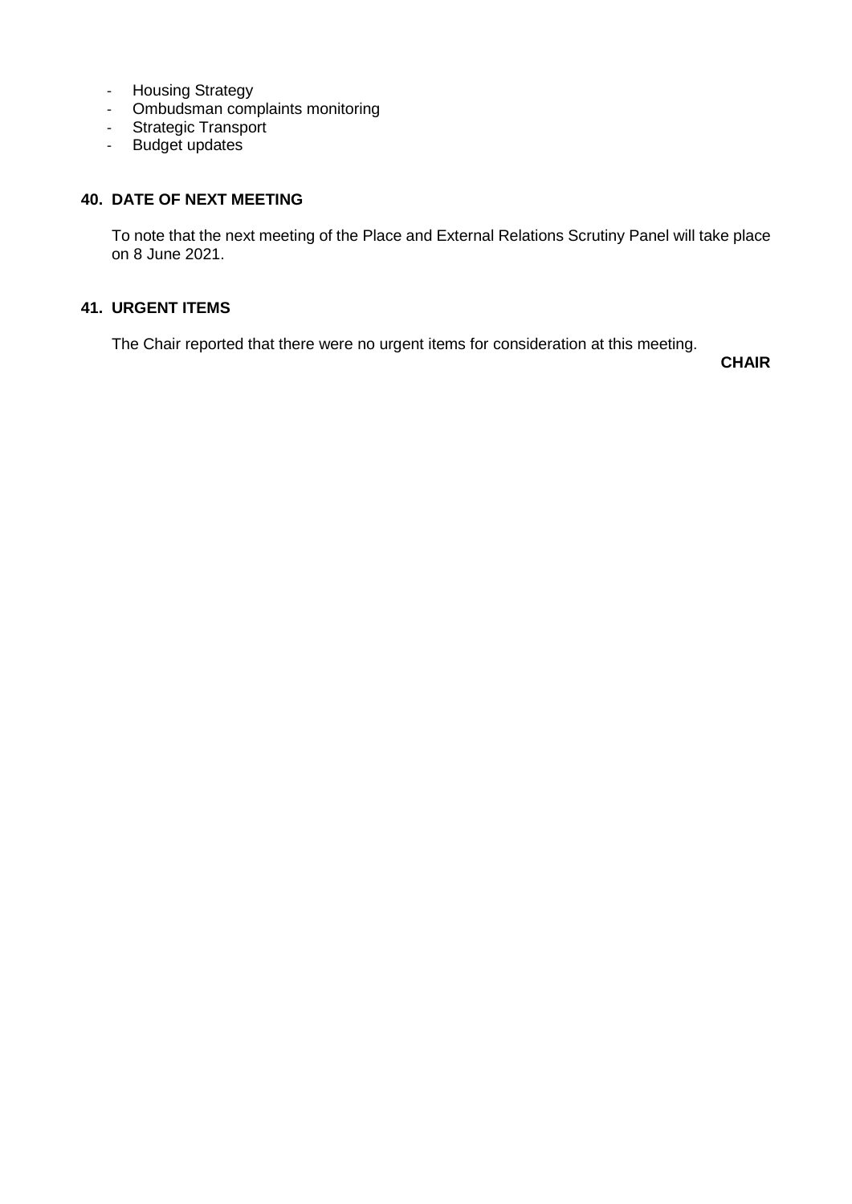- Housing Strategy
- Ombudsman complaints monitoring
- Strategic Transport
- Budget updates

## 40. DATE OF NEXT MEETING

To note that the next meeting of the Place and External Relations Scrutiny Panel will take place on 8 June 2021.

## 41. URGENT ITEMS

The Chair reported that there were no urgent items for consideration at this meeting.

**CHAIR**